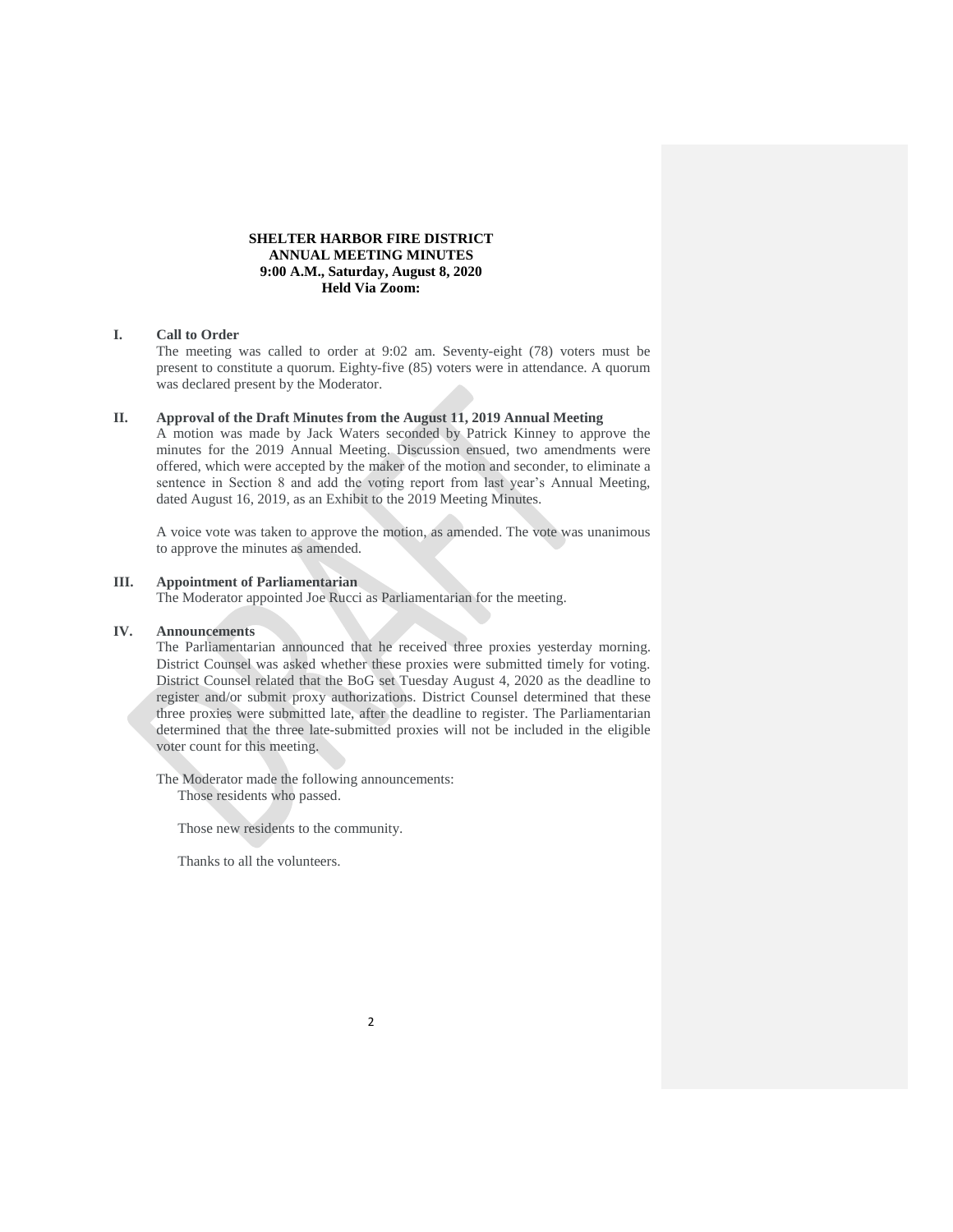**SHELTER HARBOR FIRE DISTRICT**
**ANNUAL MEETING MINUTES**
**9:00 A.M., Saturday, August 8, 2020**
**Held Via Zoom:**

## I. Call to Order

The meeting was called to order at 9:02 am. Seventy-eight (78) voters must be present to constitute a quorum. Eighty-five (85) voters were in attendance. A quorum was declared present by the Moderator.

## II. Approval of the Draft Minutes from the August 11, 2019 Annual Meeting

A motion was made by Jack Waters seconded by Patrick Kinney to approve the minutes for the 2019 Annual Meeting. Discussion ensued, two amendments were offered, which were accepted by the maker of the motion and seconder, to eliminate a sentence in Section 8 and add the voting report from last year's Annual Meeting, dated August 16, 2019, as an Exhibit to the 2019 Meeting Minutes.

A voice vote was taken to approve the motion, as amended. The vote was unanimous to approve the minutes as amended.

## III. Appointment of Parliamentarian

The Moderator appointed Joe Rucci as Parliamentarian for the meeting.

## IV. Announcements

The Parliamentarian announced that he received three proxies yesterday morning. District Counsel was asked whether these proxies were submitted timely for voting. District Counsel related that the BoG set Tuesday August 4, 2020 as the deadline to register and/or submit proxy authorizations. District Counsel determined that these three proxies were submitted late, after the deadline to register. The Parliamentarian determined that the three late-submitted proxies will not be included in the eligible voter count for this meeting.

The Moderator made the following announcements:

Those residents who passed.

Those new residents to the community.

Thanks to all the volunteers.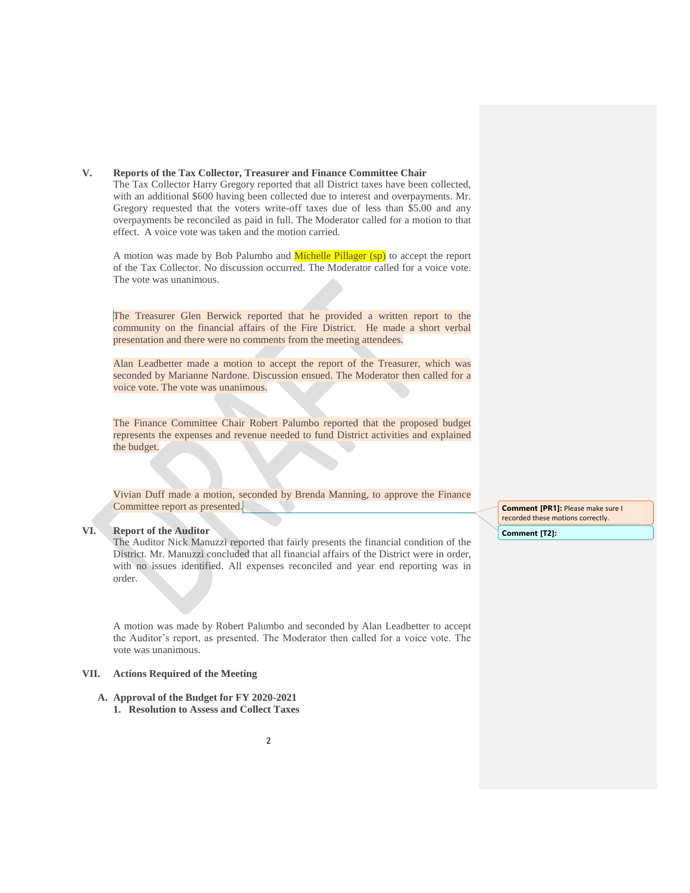## V. Reports of the Tax Collector, Treasurer and Finance Committee Chair

The Tax Collector Harry Gregory reported that all District taxes have been collected, with an additional $600 having been collected due to interest and overpayments. Mr. Gregory requested that the voters write-off taxes due of less than $5.00 and any overpayments be reconciled as paid in full. The Moderator called for a motion to that effect. A voice vote was taken and the motion carried.

A motion was made by Bob Palumbo and Michelle Pillager (sp) to accept the report of the Tax Collector. No discussion occurred. The Moderator called for a voice vote. The vote was unanimous.

The Treasurer Glen Berwick reported that he provided a written report to the community on the financial affairs of the Fire District. He made a short verbal presentation and there were no comments from the meeting attendees.

Alan Leadbetter made a motion to accept the report of the Treasurer, which was seconded by Marianne Nardone. Discussion ensued. The Moderator then called for a voice vote. The vote was unanimous.

The Finance Committee Chair Robert Palumbo reported that the proposed budget represents the expenses and revenue needed to fund District activities and explained the budget.

Vivian Duff made a motion, seconded by Brenda Manning, to approve the Finance Committee report as presented.

> **Comment [PR1]:** Please make sure I recorded these motions correctly.
>
> **Comment [T2]:**

## VI. Report of the Auditor

The Auditor Nick Manuzzi reported that fairly presents the financial condition of the District. Mr. Manuzzi concluded that all financial affairs of the District were in order, with no issues identified. All expenses reconciled and year end reporting was in order.

A motion was made by Robert Palumbo and seconded by Alan Leadbetter to accept the Auditor's report, as presented. The Moderator then called for a voice vote. The vote was unanimous.

## VII. Actions Required of the Meeting

### A. Approval of the Budget for FY 2020-2021

#### 1. Resolution to Assess and Collect Taxes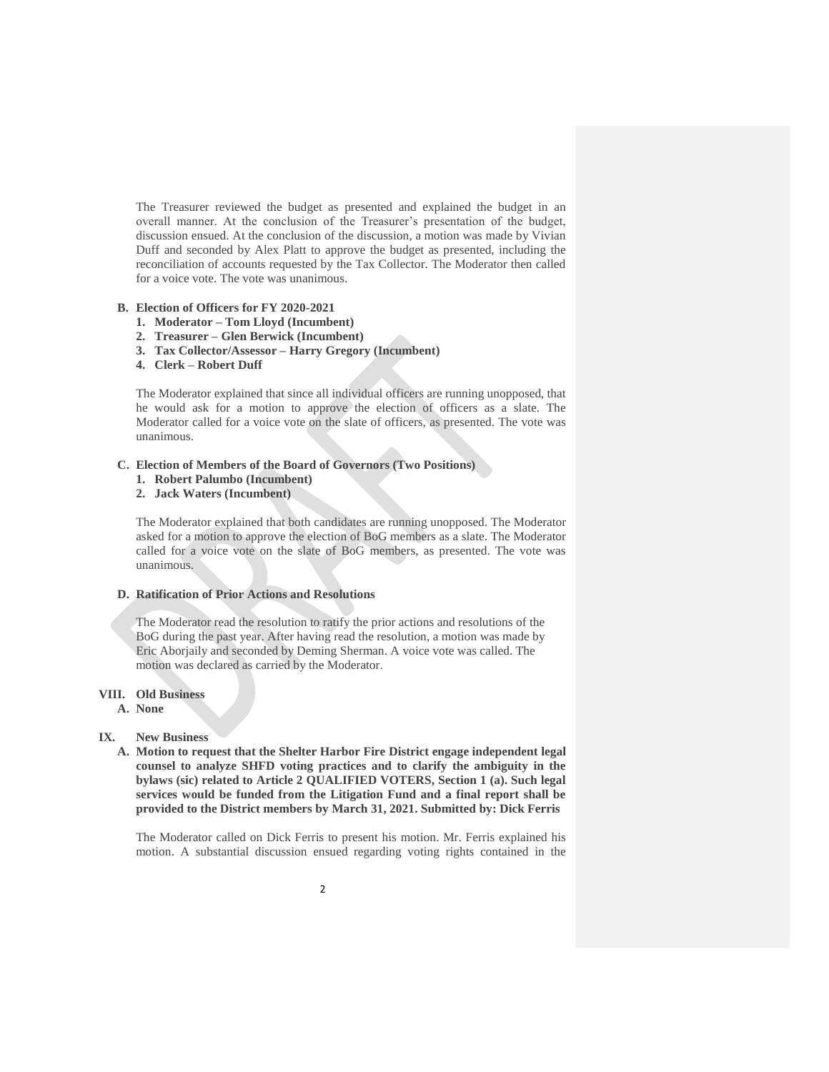The Treasurer reviewed the budget as presented and explained the budget in an overall manner. At the conclusion of the Treasurer's presentation of the budget, discussion ensued. At the conclusion of the discussion, a motion was made by Vivian Duff and seconded by Alex Platt to approve the budget as presented, including the reconciliation of accounts requested by the Tax Collector. The Moderator then called for a voice vote. The vote was unanimous.

**B. Election of Officers for FY 2020-2021**

1. **Moderator – Tom Lloyd (Incumbent)**
2. **Treasurer – Glen Berwick (Incumbent)**
3. **Tax Collector/Assessor – Harry Gregory (Incumbent)**
4. **Clerk – Robert Duff**

The Moderator explained that since all individual officers are running unopposed, that he would ask for a motion to approve the election of officers as a slate. The Moderator called for a voice vote on the slate of officers, as presented. The vote was unanimous.

**C. Election of Members of the Board of Governors (Two Positions)**

1. **Robert Palumbo (Incumbent)**
2. **Jack Waters (Incumbent)**

The Moderator explained that both candidates are running unopposed. The Moderator asked for a motion to approve the election of BoG members as a slate. The Moderator called for a voice vote on the slate of BoG members, as presented. The vote was unanimous.

**D. Ratification of Prior Actions and Resolutions**

The Moderator read the resolution to ratify the prior actions and resolutions of the BoG during the past year. After having read the resolution, a motion was made by Eric Aborjaily and seconded by Deming Sherman. A voice vote was called. The motion was declared as carried by the Moderator.

**VIII. Old Business**

**A. None**

**IX. New Business**

**A. Motion to request that the Shelter Harbor Fire District engage independent legal counsel to analyze SHFD voting practices and to clarify the ambiguity in the bylaws (sic) related to Article 2 QUALIFIED VOTERS, Section 1 (a). Such legal services would be funded from the Litigation Fund and a final report shall be provided to the District members by March 31, 2021. Submitted by: Dick Ferris**

The Moderator called on Dick Ferris to present his motion. Mr. Ferris explained his motion. A substantial discussion ensued regarding voting rights contained in the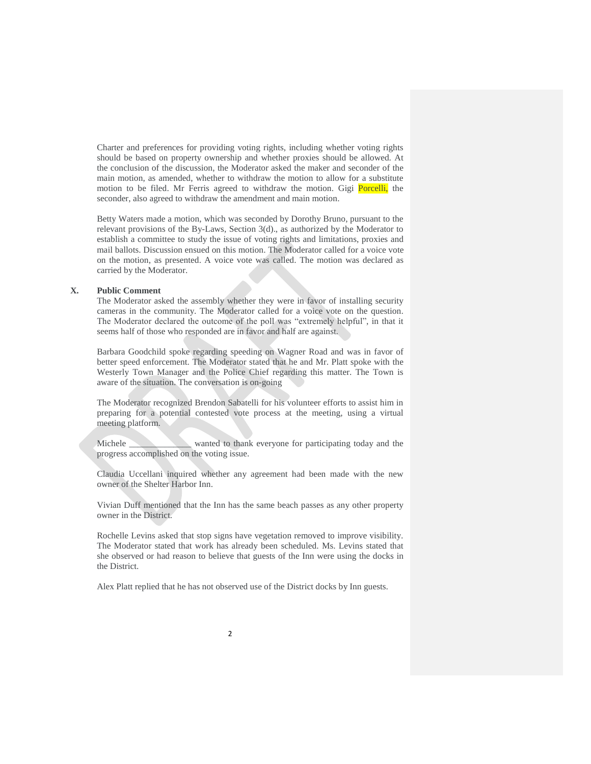Charter and preferences for providing voting rights, including whether voting rights should be based on property ownership and whether proxies should be allowed. At the conclusion of the discussion, the Moderator asked the maker and seconder of the main motion, as amended, whether to withdraw the motion to allow for a substitute motion to be filed. Mr Ferris agreed to withdraw the motion. Gigi Porcelli, the seconder, also agreed to withdraw the amendment and main motion.

Betty Waters made a motion, which was seconded by Dorothy Bruno, pursuant to the relevant provisions of the By-Laws, Section 3(d)., as authorized by the Moderator to establish a committee to study the issue of voting rights and limitations, proxies and mail ballots. Discussion ensued on this motion. The Moderator called for a voice vote on the motion, as presented. A voice vote was called. The motion was declared as carried by the Moderator.

**X. Public Comment**

The Moderator asked the assembly whether they were in favor of installing security cameras in the community. The Moderator called for a voice vote on the question. The Moderator declared the outcome of the poll was "extremely helpful", in that it seems half of those who responded are in favor and half are against.

Barbara Goodchild spoke regarding speeding on Wagner Road and was in favor of better speed enforcement. The Moderator stated that he and Mr. Platt spoke with the Westerly Town Manager and the Police Chief regarding this matter. The Town is aware of the situation. The conversation is on-going

The Moderator recognized Brendon Sabatelli for his volunteer efforts to assist him in preparing for a potential contested vote process at the meeting, using a virtual meeting platform.

Michele ______________ wanted to thank everyone for participating today and the progress accomplished on the voting issue.

Claudia Uccellani inquired whether any agreement had been made with the new owner of the Shelter Harbor Inn.

Vivian Duff mentioned that the Inn has the same beach passes as any other property owner in the District.

Rochelle Levins asked that stop signs have vegetation removed to improve visibility. The Moderator stated that work has already been scheduled. Ms. Levins stated that she observed or had reason to believe that guests of the Inn were using the docks in the District.

Alex Platt replied that he has not observed use of the District docks by Inn guests.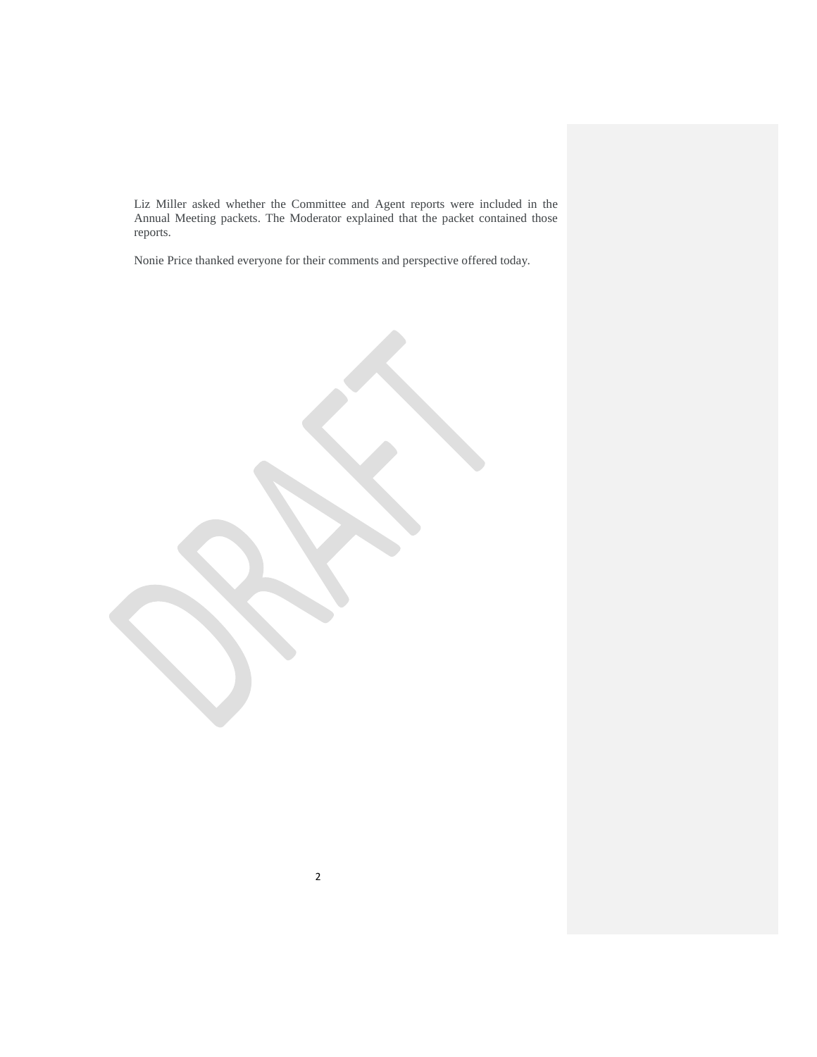Liz Miller asked whether the Committee and Agent reports were included in the Annual Meeting packets. The Moderator explained that the packet contained those reports.

Nonie Price thanked everyone for their comments and perspective offered today.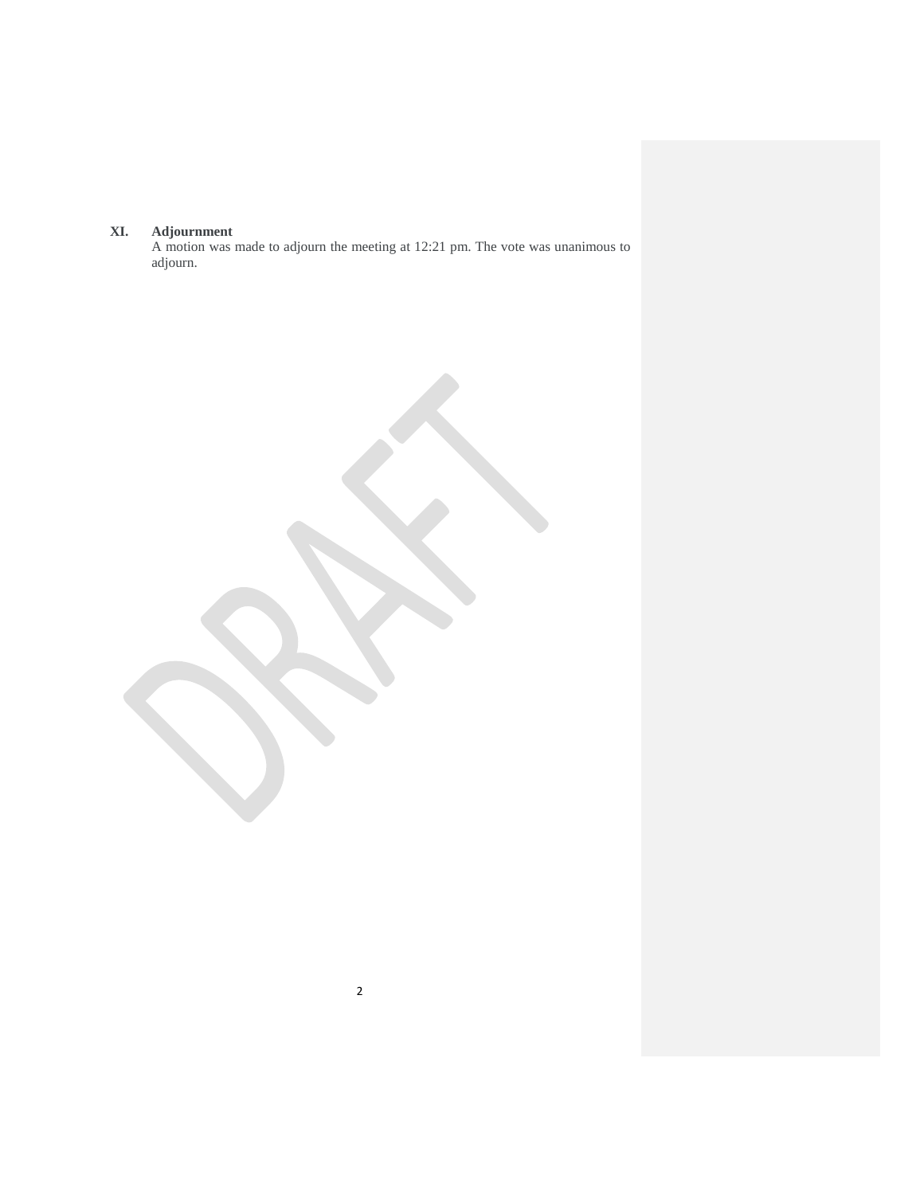**XI. Adjournment**

A motion was made to adjourn the meeting at 12:21 pm. The vote was unanimous to adjourn.